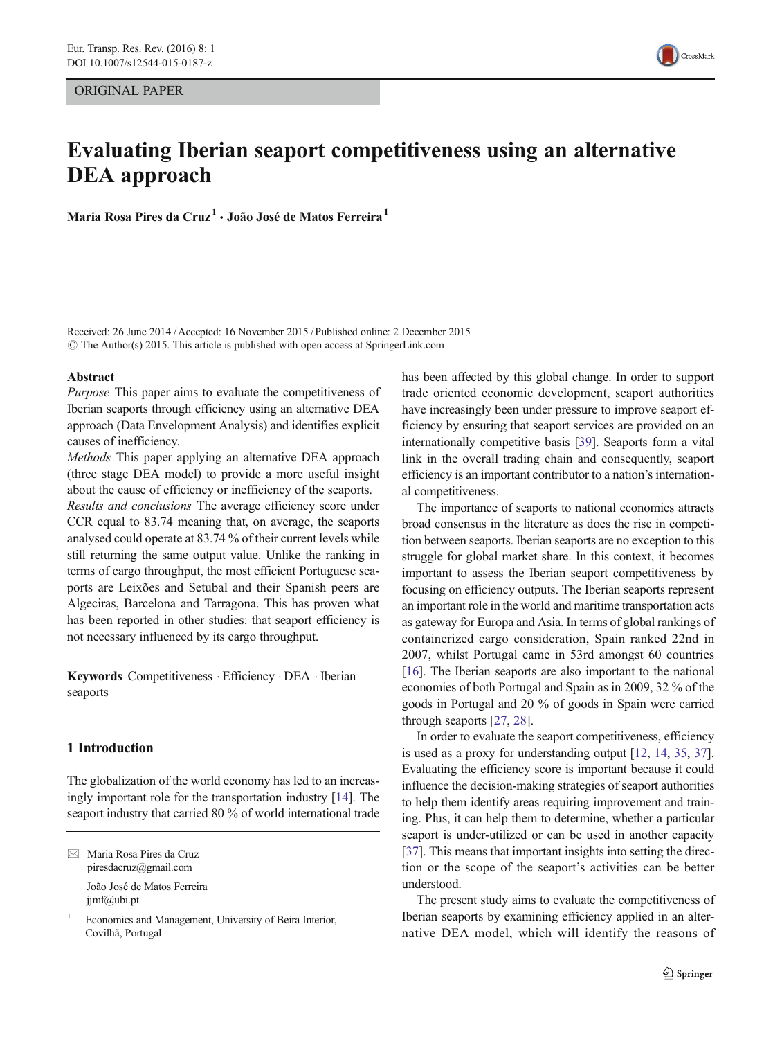ORIGINAL PAPER

# Evaluating Iberian seaport competitiveness using an alternative DEA approach

**Maria Rosa Pires da Cruz** [1] · **João José de Matos Ferreira** [1]

Received: 26 June 2014 / Accepted: 16 November 2015 / Published online: 2 December 2015
© The Author(s) 2015. This article is published with open access at SpringerLink.com

**Abstract**

*Purpose* This paper aims to evaluate the competitiveness of Iberian seaports through efficiency using an alternative DEA approach (Data Envelopment Analysis) and identifies explicit causes of inefficiency.

*Methods* This paper applying an alternative DEA approach (three stage DEA model) to provide a more useful insight about the cause of efficiency or inefficiency of the seaports.

*Results and conclusions* The average efficiency score under CCR equal to 83.74 meaning that, on average, the seaports analysed could operate at 83.74 % of their current levels while still returning the same output value. Unlike the ranking in terms of cargo throughput, the most efficient Portuguese seaports are Leixões and Setubal and their Spanish peers are Algeciras, Barcelona and Tarragona. This has proven what has been reported in other studies: that seaport efficiency is not necessary influenced by its cargo throughput.

**Keywords** Competitiveness · Efficiency · DEA · Iberian seaports

## 1 Introduction

The globalization of the world economy has led to an increasingly important role for the transportation industry [14]. The seaport industry that carried 80 % of world international trade has been affected by this global change. In order to support trade oriented economic development, seaport authorities have increasingly been under pressure to improve seaport efficiency by ensuring that seaport services are provided on an internationally competitive basis [39]. Seaports form a vital link in the overall trading chain and consequently, seaport efficiency is an important contributor to a nation's international competitiveness.

The importance of seaports to national economies attracts broad consensus in the literature as does the rise in competition between seaports. Iberian seaports are no exception to this struggle for global market share. In this context, it becomes important to assess the Iberian seaport competitiveness by focusing on efficiency outputs. The Iberian seaports represent an important role in the world and maritime transportation acts as gateway for Europa and Asia. In terms of global rankings of containerized cargo consideration, Spain ranked 22nd in 2007, whilst Portugal came in 53rd amongst 60 countries [16]. The Iberian seaports are also important to the national economies of both Portugal and Spain as in 2009, 32 % of the goods in Portugal and 20 % of goods in Spain were carried through seaports [27, 28].

In order to evaluate the seaport competitiveness, efficiency is used as a proxy for understanding output [12, 14, 35, 37]. Evaluating the efficiency score is important because it could influence the decision-making strategies of seaport authorities to help them identify areas requiring improvement and training. Plus, it can help them to determine, whether a particular seaport is under-utilized or can be used in another capacity [37]. This means that important insights into setting the direction or the scope of the seaport's activities can be better understood.

The present study aims to evaluate the competitiveness of Iberian seaports by examining efficiency applied in an alternative DEA model, which will identify the reasons of

---

✉ Maria Rosa Pires da Cruz
piresdacruz@gmail.com

João José de Matos Ferreira
jjmf@ubi.pt

[1] Economics and Management, University of Beira Interior, Covilhã, Portugal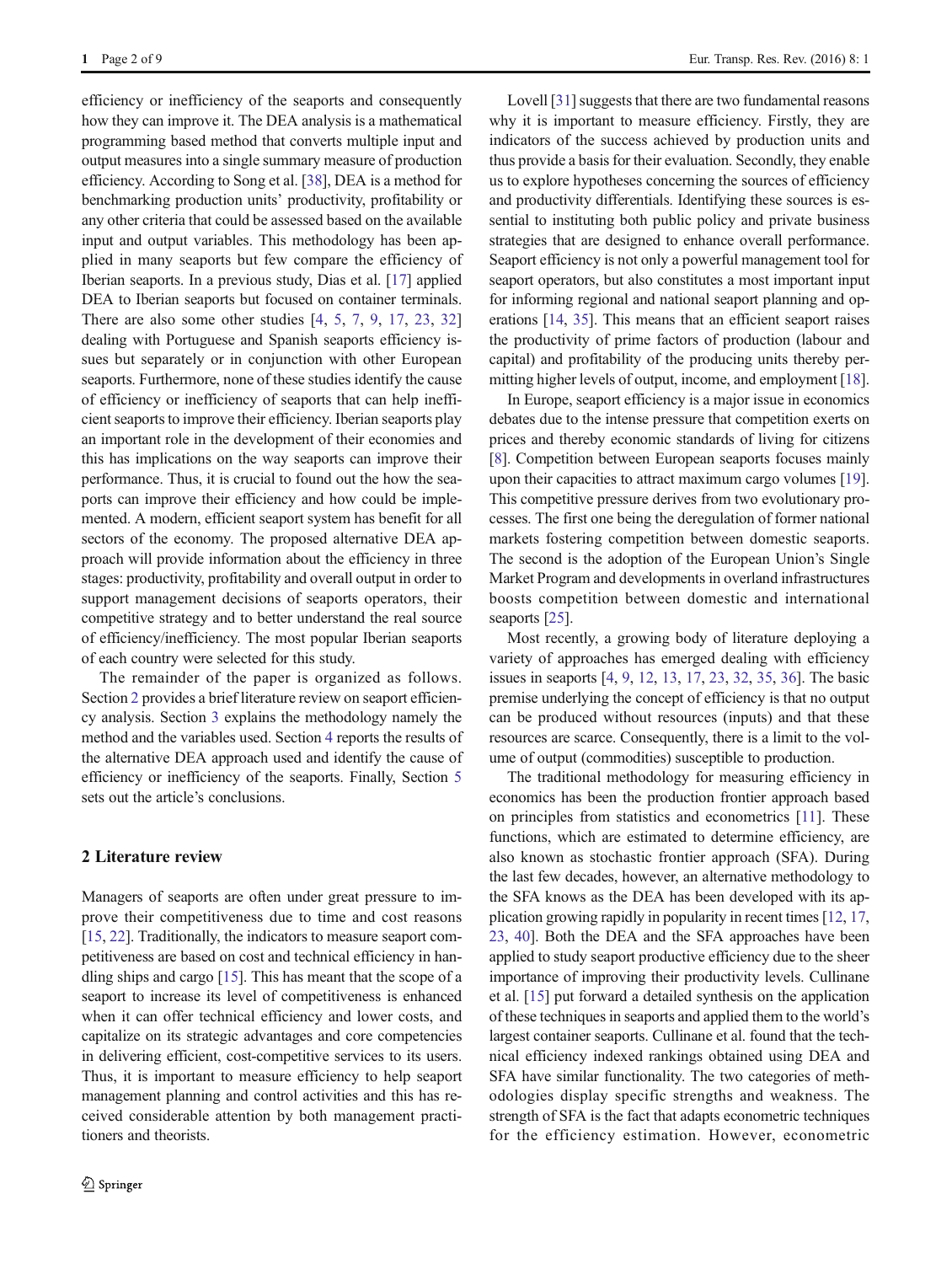efficiency or inefficiency of the seaports and consequently how they can improve it. The DEA analysis is a mathematical programming based method that converts multiple input and output measures into a single summary measure of production efficiency. According to Song et al. [38], DEA is a method for benchmarking production units' productivity, profitability or any other criteria that could be assessed based on the available input and output variables. This methodology has been applied in many seaports but few compare the efficiency of Iberian seaports. In a previous study, Dias et al. [17] applied DEA to Iberian seaports but focused on container terminals. There are also some other studies [4, 5, 7, 9, 17, 23, 32] dealing with Portuguese and Spanish seaports efficiency issues but separately or in conjunction with other European seaports. Furthermore, none of these studies identify the cause of efficiency or inefficiency of seaports that can help inefficient seaports to improve their efficiency. Iberian seaports play an important role in the development of their economies and this has implications on the way seaports can improve their performance. Thus, it is crucial to found out the how the seaports can improve their efficiency and how could be implemented. A modern, efficient seaport system has benefit for all sectors of the economy. The proposed alternative DEA approach will provide information about the efficiency in three stages: productivity, profitability and overall output in order to support management decisions of seaports operators, their competitive strategy and to better understand the real source of efficiency/inefficiency. The most popular Iberian seaports of each country were selected for this study.

The remainder of the paper is organized as follows. Section 2 provides a brief literature review on seaport efficiency analysis. Section 3 explains the methodology namely the method and the variables used. Section 4 reports the results of the alternative DEA approach used and identify the cause of efficiency or inefficiency of the seaports. Finally, Section 5 sets out the article's conclusions.

## 2 Literature review

Managers of seaports are often under great pressure to improve their competitiveness due to time and cost reasons [15, 22]. Traditionally, the indicators to measure seaport competitiveness are based on cost and technical efficiency in handling ships and cargo [15]. This has meant that the scope of a seaport to increase its level of competitiveness is enhanced when it can offer technical efficiency and lower costs, and capitalize on its strategic advantages and core competencies in delivering efficient, cost-competitive services to its users. Thus, it is important to measure efficiency to help seaport management planning and control activities and this has received considerable attention by both management practitioners and theorists.

Lovell [31] suggests that there are two fundamental reasons why it is important to measure efficiency. Firstly, they are indicators of the success achieved by production units and thus provide a basis for their evaluation. Secondly, they enable us to explore hypotheses concerning the sources of efficiency and productivity differentials. Identifying these sources is essential to instituting both public policy and private business strategies that are designed to enhance overall performance. Seaport efficiency is not only a powerful management tool for seaport operators, but also constitutes a most important input for informing regional and national seaport planning and operations [14, 35]. This means that an efficient seaport raises the productivity of prime factors of production (labour and capital) and profitability of the producing units thereby permitting higher levels of output, income, and employment [18].

In Europe, seaport efficiency is a major issue in economics debates due to the intense pressure that competition exerts on prices and thereby economic standards of living for citizens [8]. Competition between European seaports focuses mainly upon their capacities to attract maximum cargo volumes [19]. This competitive pressure derives from two evolutionary processes. The first one being the deregulation of former national markets fostering competition between domestic seaports. The second is the adoption of the European Union's Single Market Program and developments in overland infrastructures boosts competition between domestic and international seaports [25].

Most recently, a growing body of literature deploying a variety of approaches has emerged dealing with efficiency issues in seaports [4, 9, 12, 13, 17, 23, 32, 35, 36]. The basic premise underlying the concept of efficiency is that no output can be produced without resources (inputs) and that these resources are scarce. Consequently, there is a limit to the volume of output (commodities) susceptible to production.

The traditional methodology for measuring efficiency in economics has been the production frontier approach based on principles from statistics and econometrics [11]. These functions, which are estimated to determine efficiency, are also known as stochastic frontier approach (SFA). During the last few decades, however, an alternative methodology to the SFA knows as the DEA has been developed with its application growing rapidly in popularity in recent times [12, 17, 23, 40]. Both the DEA and the SFA approaches have been applied to study seaport productive efficiency due to the sheer importance of improving their productivity levels. Cullinane et al. [15] put forward a detailed synthesis on the application of these techniques in seaports and applied them to the world's largest container seaports. Cullinane et al. found that the technical efficiency indexed rankings obtained using DEA and SFA have similar functionality. The two categories of methodologies display specific strengths and weakness. The strength of SFA is the fact that adapts econometric techniques for the efficiency estimation. However, econometric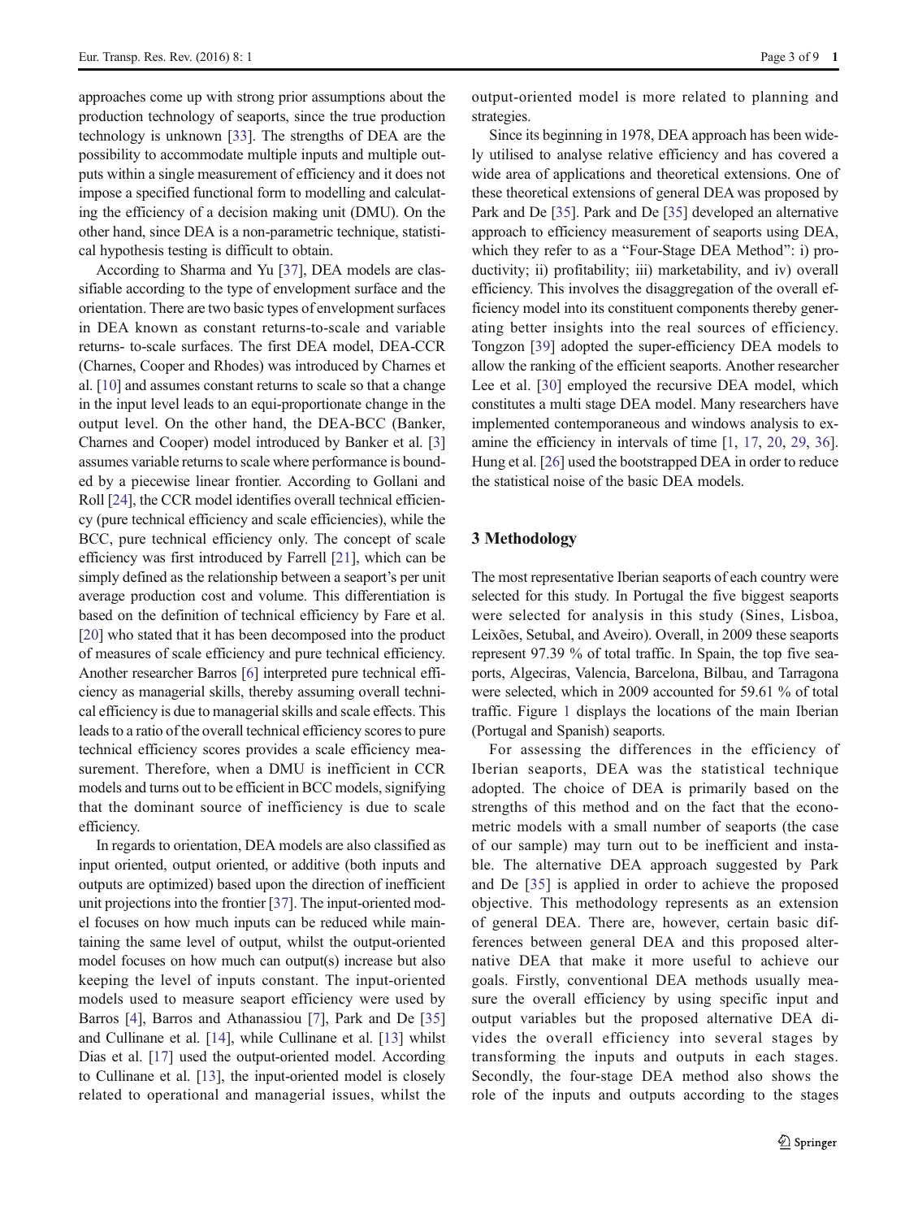approaches come up with strong prior assumptions about the production technology of seaports, since the true production technology is unknown [33]. The strengths of DEA are the possibility to accommodate multiple inputs and multiple outputs within a single measurement of efficiency and it does not impose a specified functional form to modelling and calculating the efficiency of a decision making unit (DMU). On the other hand, since DEA is a non-parametric technique, statistical hypothesis testing is difficult to obtain.

According to Sharma and Yu [37], DEA models are classifiable according to the type of envelopment surface and the orientation. There are two basic types of envelopment surfaces in DEA known as constant returns-to-scale and variable returns- to-scale surfaces. The first DEA model, DEA-CCR (Charnes, Cooper and Rhodes) was introduced by Charnes et al. [10] and assumes constant returns to scale so that a change in the input level leads to an equi-proportionate change in the output level. On the other hand, the DEA-BCC (Banker, Charnes and Cooper) model introduced by Banker et al. [3] assumes variable returns to scale where performance is bounded by a piecewise linear frontier. According to Gollani and Roll [24], the CCR model identifies overall technical efficiency (pure technical efficiency and scale efficiencies), while the BCC, pure technical efficiency only. The concept of scale efficiency was first introduced by Farrell [21], which can be simply defined as the relationship between a seaport's per unit average production cost and volume. This differentiation is based on the definition of technical efficiency by Fare et al. [20] who stated that it has been decomposed into the product of measures of scale efficiency and pure technical efficiency. Another researcher Barros [6] interpreted pure technical efficiency as managerial skills, thereby assuming overall technical efficiency is due to managerial skills and scale effects. This leads to a ratio of the overall technical efficiency scores to pure technical efficiency scores provides a scale efficiency measurement. Therefore, when a DMU is inefficient in CCR models and turns out to be efficient in BCC models, signifying that the dominant source of inefficiency is due to scale efficiency.

In regards to orientation, DEA models are also classified as input oriented, output oriented, or additive (both inputs and outputs are optimized) based upon the direction of inefficient unit projections into the frontier [37]. The input-oriented model focuses on how much inputs can be reduced while maintaining the same level of output, whilst the output-oriented model focuses on how much can output(s) increase but also keeping the level of inputs constant. The input-oriented models used to measure seaport efficiency were used by Barros [4], Barros and Athanassiou [7], Park and De [35] and Cullinane et al. [14], while Cullinane et al. [13] whilst Dias et al. [17] used the output-oriented model. According to Cullinane et al. [13], the input-oriented model is closely related to operational and managerial issues, whilst the output-oriented model is more related to planning and strategies.

Since its beginning in 1978, DEA approach has been widely utilised to analyse relative efficiency and has covered a wide area of applications and theoretical extensions. One of these theoretical extensions of general DEA was proposed by Park and De [35]. Park and De [35] developed an alternative approach to efficiency measurement of seaports using DEA, which they refer to as a "Four-Stage DEA Method": i) productivity; ii) profitability; iii) marketability, and iv) overall efficiency. This involves the disaggregation of the overall efficiency model into its constituent components thereby generating better insights into the real sources of efficiency. Tongzon [39] adopted the super-efficiency DEA models to allow the ranking of the efficient seaports. Another researcher Lee et al. [30] employed the recursive DEA model, which constitutes a multi stage DEA model. Many researchers have implemented contemporaneous and windows analysis to examine the efficiency in intervals of time [1, 17, 20, 29, 36]. Hung et al. [26] used the bootstrapped DEA in order to reduce the statistical noise of the basic DEA models.

## 3 Methodology

The most representative Iberian seaports of each country were selected for this study. In Portugal the five biggest seaports were selected for analysis in this study (Sines, Lisboa, Leixões, Setubal, and Aveiro). Overall, in 2009 these seaports represent 97.39 % of total traffic. In Spain, the top five seaports, Algeciras, Valencia, Barcelona, Bilbau, and Tarragona were selected, which in 2009 accounted for 59.61 % of total traffic. Figure 1 displays the locations of the main Iberian (Portugal and Spanish) seaports.

For assessing the differences in the efficiency of Iberian seaports, DEA was the statistical technique adopted. The choice of DEA is primarily based on the strengths of this method and on the fact that the econometric models with a small number of seaports (the case of our sample) may turn out to be inefficient and instable. The alternative DEA approach suggested by Park and De [35] is applied in order to achieve the proposed objective. This methodology represents as an extension of general DEA. There are, however, certain basic differences between general DEA and this proposed alternative DEA that make it more useful to achieve our goals. Firstly, conventional DEA methods usually measure the overall efficiency by using specific input and output variables but the proposed alternative DEA divides the overall efficiency into several stages by transforming the inputs and outputs in each stages. Secondly, the four-stage DEA method also shows the role of the inputs and outputs according to the stages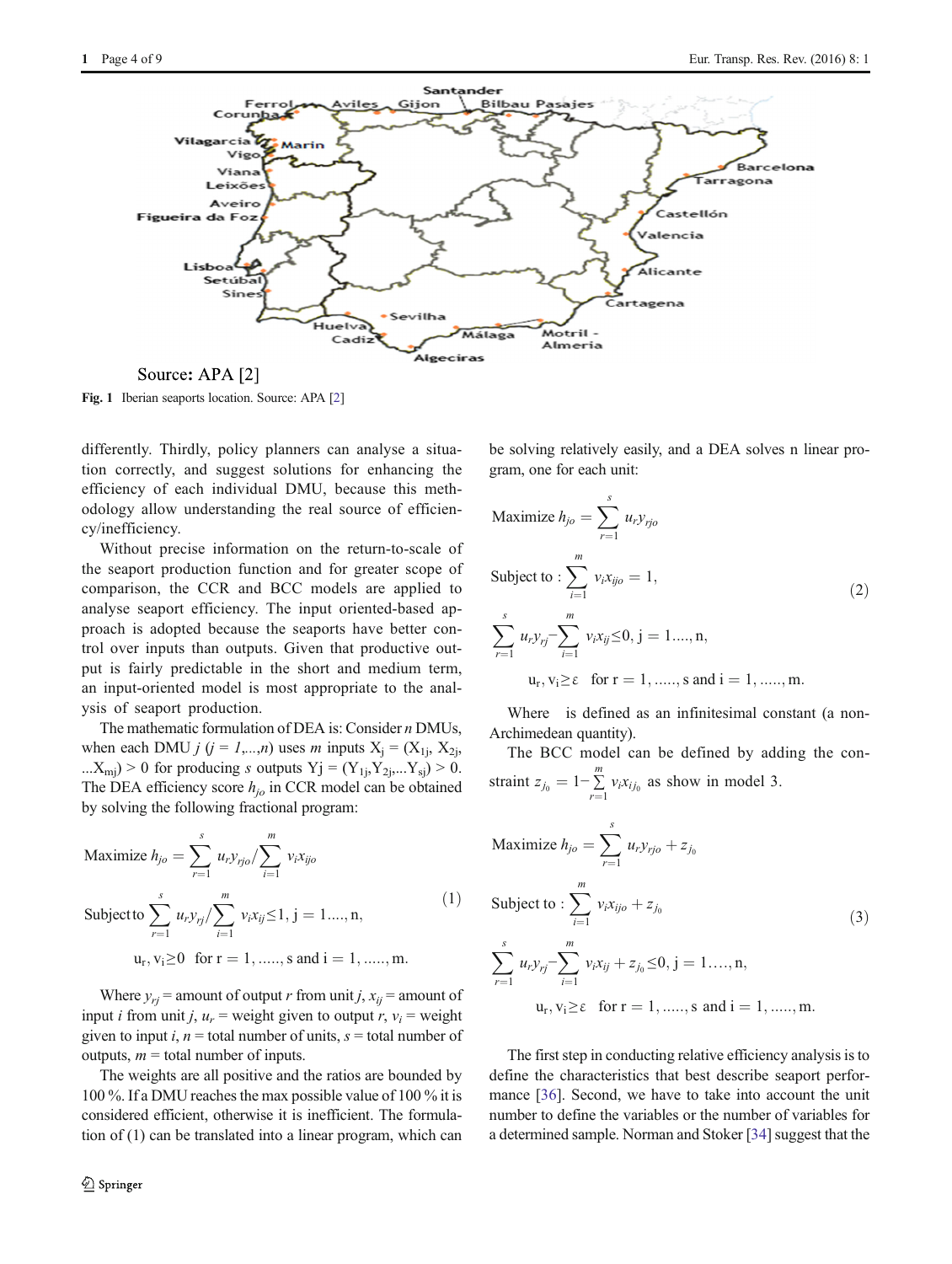Source: APA [2]

**Fig. 1** Iberian seaports location. Source: APA [2]

differently. Thirdly, policy planners can analyse a situation correctly, and suggest solutions for enhancing the efficiency of each individual DMU, because this methodology allow understanding the real source of efficiency/inefficiency.

Without precise information on the return-to-scale of the seaport production function and for greater scope of comparison, the CCR and BCC models are applied to analyse seaport efficiency. The input oriented-based approach is adopted because the seaports have better control over inputs than outputs. Given that productive output is fairly predictable in the short and medium term, an input-oriented model is most appropriate to the analysis of seaport production.

The mathematic formulation of DEA is: Consider $n$ DMUs, when each DMU $j$ ($j = 1,...,n$) uses $m$ inputs $X_j = (X_{1j}, X_{2j}, ...X_{mj}) > 0$ for producing $s$ outputs $Y_j = (Y_{1j}, Y_{2j},...Y_{sj}) > 0$. The DEA efficiency score $h_{jo}$ in CCR model can be obtained by solving the following fractional program:

$$
\begin{aligned}
&\text{Maximize } h_{jo} = \sum_{r=1}^{s} u_r y_{rjo} \Big/ \sum_{i=1}^{m} v_i x_{ijo} \\
&\text{Subject to } \sum_{r=1}^{s} u_r y_{rj} \Big/ \sum_{i=1}^{m} v_i x_{ij} \leq 1, \; j = 1....,n, \\
&\qquad u_r, v_i \geq 0 \quad \text{for } r = 1,.....,s \text{ and } i = 1,.....,m.
\end{aligned} \tag{1}
$$

Where $y_{rj}$ = amount of output $r$ from unit $j$, $x_{ij}$ = amount of input $i$ from unit $j$, $u_r$ = weight given to output $r$, $v_i$ = weight given to input $i$, $n$ = total number of units, $s$ = total number of outputs, $m$ = total number of inputs.

The weights are all positive and the ratios are bounded by 100 %. If a DMU reaches the max possible value of 100 % it is considered efficient, otherwise it is inefficient. The formulation of (1) can be translated into a linear program, which can be solving relatively easily, and a DEA solves n linear program, one for each unit:

$$
\begin{aligned}
&\text{Maximize } h_{jo} = \sum_{r=1}^{s} u_r y_{rjo} \\
&\text{Subject to : } \sum_{i=1}^{m} v_i x_{ijo} = 1, \\
&\sum_{r=1}^{s} u_r y_{rj} - \sum_{i=1}^{m} v_i x_{ij} \leq 0, \; j = 1....,n, \\
&\qquad u_r, v_i \geq \varepsilon \quad \text{for } r = 1,.....,s \text{ and } i = 1,.....,m.
\end{aligned} \tag{2}
$$

Where  is defined as an infinitesimal constant (a non-Archimedean quantity).

The BCC model can be defined by adding the constraint $z_{j_0} = 1 - \sum_{r=1}^{m} v_i x_{ij_0}$ as show in model 3.

$$
\begin{aligned}
&\text{Maximize } h_{jo} = \sum_{r=1}^{s} u_r y_{rjo} + z_{j_0} \\
&\text{Subject to : } \sum_{i=1}^{m} v_i x_{ijo} + z_{j_0} \\
&\sum_{r=1}^{s} u_r y_{rj} - \sum_{i=1}^{m} v_i x_{ij} + z_{j_0} \leq 0, \; j = 1....,n, \\
&\qquad u_r, v_i \geq \varepsilon \quad \text{for } r = 1,.....,s \text{ and } i = 1,.....,m.
\end{aligned} \tag{3}
$$

The first step in conducting relative efficiency analysis is to define the characteristics that best describe seaport performance [36]. Second, we have to take into account the unit number to define the variables or the number of variables for a determined sample. Norman and Stoker [34] suggest that the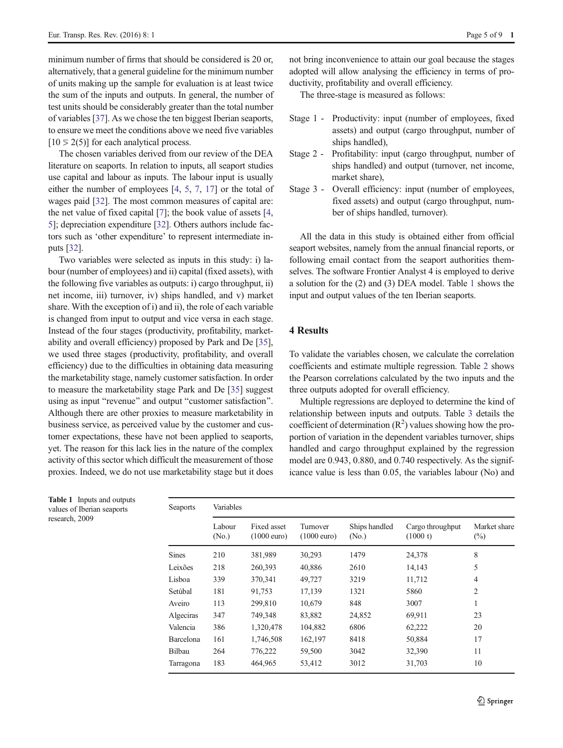minimum number of firms that should be considered is 20 or, alternatively, that a general guideline for the minimum number of units making up the sample for evaluation is at least twice the sum of the inputs and outputs. In general, the number of test units should be considerably greater than the total number of variables [37]. As we chose the ten biggest Iberian seaports, to ensure we meet the conditions above we need five variables [$10 \leq 2(5)$] for each analytical process.

The chosen variables derived from our review of the DEA literature on seaports. In relation to inputs, all seaport studies use capital and labour as inputs. The labour input is usually either the number of employees [4, 5, 7, 17] or the total of wages paid [32]. The most common measures of capital are: the net value of fixed capital [7]; the book value of assets [4, 5]; depreciation expenditure [32]. Others authors include factors such as 'other expenditure' to represent intermediate inputs [32].

Two variables were selected as inputs in this study: i) labour (number of employees) and ii) capital (fixed assets), with the following five variables as outputs: i) cargo throughput, ii) net income, iii) turnover, iv) ships handled, and v) market share. With the exception of i) and ii), the role of each variable is changed from input to output and vice versa in each stage. Instead of the four stages (productivity, profitability, marketability and overall efficiency) proposed by Park and De [35], we used three stages (productivity, profitability, and overall efficiency) due to the difficulties in obtaining data measuring the marketability stage, namely customer satisfaction. In order to measure the marketability stage Park and De [35] suggest using as input "revenue" and output "customer satisfaction". Although there are other proxies to measure marketability in business service, as perceived value by the customer and customer expectations, these have not been applied to seaports, yet. The reason for this lack lies in the nature of the complex activity of this sector which difficult the measurement of those proxies. Indeed, we do not use marketability stage but it does not bring inconvenience to attain our goal because the stages adopted will allow analysing the efficiency in terms of productivity, profitability and overall efficiency.

The three-stage is measured as follows:

- Stage 1 - Productivity: input (number of employees, fixed assets) and output (cargo throughput, number of ships handled),
- Stage 2 - Profitability: input (cargo throughput, number of ships handled) and output (turnover, net income, market share),
- Stage 3 - Overall efficiency: input (number of employees, fixed assets) and output (cargo throughput, number of ships handled, turnover).

All the data in this study is obtained either from official seaport websites, namely from the annual financial reports, or following email contact from the seaport authorities themselves. The software Frontier Analyst 4 is employed to derive a solution for the (2) and (3) DEA model. Table 1 shows the input and output values of the ten Iberian seaports.

## 4 Results

To validate the variables chosen, we calculate the correlation coefficients and estimate multiple regression. Table 2 shows the Pearson correlations calculated by the two inputs and the three outputs adopted for overall efficiency.

Multiple regressions are deployed to determine the kind of relationship between inputs and outputs. Table 3 details the coefficient of determination ($R^2$) values showing how the proportion of variation in the dependent variables turnover, ships handled and cargo throughput explained by the regression model are 0.943, 0.880, and 0.740 respectively. As the significance value is less than 0.05, the variables labour (No) and

**Table 1** Inputs and outputs values of Iberian seaports research, 2009

| Seaports | Variables | | | | | |
|---|---|---|---|---|---|---|
| | Labour (No.) | Fixed asset (1000 euro) | Turnover (1000 euro) | Ships handled (No.) | Cargo throughput (1000 t) | Market share (%) |
| Sines | 210 | 381,989 | 30,293 | 1479 | 24,378 | 8 |
| Leixões | 218 | 260,393 | 40,886 | 2610 | 14,143 | 5 |
| Lisboa | 339 | 370,341 | 49,727 | 3219 | 11,712 | 4 |
| Setúbal | 181 | 91,753 | 17,139 | 1321 | 5860 | 2 |
| Aveiro | 113 | 299,810 | 10,679 | 848 | 3007 | 1 |
| Algeciras | 347 | 749,348 | 83,882 | 24,852 | 69,911 | 23 |
| Valencia | 386 | 1,320,478 | 104,882 | 6806 | 62,222 | 20 |
| Barcelona | 161 | 1,746,508 | 162,197 | 8418 | 50,884 | 17 |
| Bilbau | 264 | 776,222 | 59,500 | 3042 | 32,390 | 11 |
| Tarragona | 183 | 464,965 | 53,412 | 3012 | 31,703 | 10 |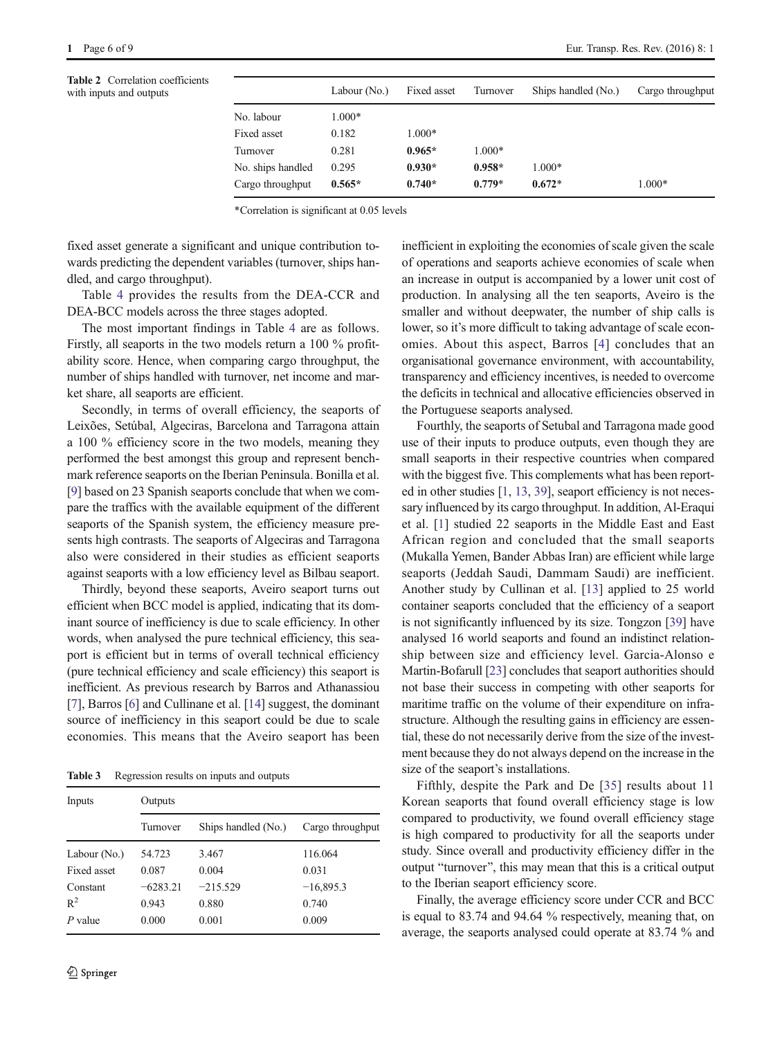Table 2 Correlation coefficients with inputs and outputs

| | Labour (No.) | Fixed asset | Turnover | Ships handled (No.) | Cargo throughput |
|---|---|---|---|---|---|
| No. labour | 1.000* | | | | |
| Fixed asset | 0.182 | 1.000* | | | |
| Turnover | 0.281 | **0.965*** | 1.000* | | |
| No. ships handled | 0.295 | **0.930*** | **0.958*** | 1.000* | |
| Cargo throughput | **0.565*** | **0.740*** | **0.779*** | **0.672*** | 1.000* |

*Correlation is significant at 0.05 levels

fixed asset generate a significant and unique contribution towards predicting the dependent variables (turnover, ships handled, and cargo throughput).

Table 4 provides the results from the DEA-CCR and DEA-BCC models across the three stages adopted.

The most important findings in Table 4 are as follows. Firstly, all seaports in the two models return a 100 % profitability score. Hence, when comparing cargo throughput, the number of ships handled with turnover, net income and market share, all seaports are efficient.

Secondly, in terms of overall efficiency, the seaports of Leixões, Setúbal, Algeciras, Barcelona and Tarragona attain a 100 % efficiency score in the two models, meaning they performed the best amongst this group and represent benchmark reference seaports on the Iberian Peninsula. Bonilla et al. [9] based on 23 Spanish seaports conclude that when we compare the traffics with the available equipment of the different seaports of the Spanish system, the efficiency measure presents high contrasts. The seaports of Algeciras and Tarragona also were considered in their studies as efficient seaports against seaports with a low efficiency level as Bilbau seaport.

Thirdly, beyond these seaports, Aveiro seaport turns out efficient when BCC model is applied, indicating that its dominant source of inefficiency is due to scale efficiency. In other words, when analysed the pure technical efficiency, this seaport is efficient but in terms of overall technical efficiency (pure technical efficiency and scale efficiency) this seaport is inefficient. As previous research by Barros and Athanassiou [7], Barros [6] and Cullinane et al. [14] suggest, the dominant source of inefficiency in this seaport could be due to scale economies. This means that the Aveiro seaport has been inefficient in exploiting the economies of scale given the scale of operations and seaports achieve economies of scale when an increase in output is accompanied by a lower unit cost of production. In analysing all the ten seaports, Aveiro is the smaller and without deepwater, the number of ship calls is lower, so it's more difficult to taking advantage of scale economies. About this aspect, Barros [4] concludes that an organisational governance environment, with accountability, transparency and efficiency incentives, is needed to overcome the deficits in technical and allocative efficiencies observed in the Portuguese seaports analysed.

Table 3 Regression results on inputs and outputs

| Inputs | Outputs | | |
|---|---|---|---|
| | Turnover | Ships handled (No.) | Cargo throughput |
| Labour (No.) | 54.723 | 3.467 | 116.064 |
| Fixed asset | 0.087 | 0.004 | 0.031 |
| Constant | −6283.21 | −215.529 | −16,895.3 |
| $R^2$ | 0.943 | 0.880 | 0.740 |
| *P* value | 0.000 | 0.001 | 0.009 |

Fourthly, the seaports of Setubal and Tarragona made good use of their inputs to produce outputs, even though they are small seaports in their respective countries when compared with the biggest five. This complements what has been reported in other studies [1, 13, 39], seaport efficiency is not necessary influenced by its cargo throughput. In addition, Al-Eraqui et al. [1] studied 22 seaports in the Middle East and East African region and concluded that the small seaports (Mukalla Yemen, Bander Abbas Iran) are efficient while large seaports (Jeddah Saudi, Dammam Saudi) are inefficient. Another study by Cullinan et al. [13] applied to 25 world container seaports concluded that the efficiency of a seaport is not significantly influenced by its size. Tongzon [39] have analysed 16 world seaports and found an indistinct relationship between size and efficiency level. Garcia-Alonso e Martin-Bofarull [23] concludes that seaport authorities should not base their success in competing with other seaports for maritime traffic on the volume of their expenditure on infrastructure. Although the resulting gains in efficiency are essential, these do not necessarily derive from the size of the investment because they do not always depend on the increase in the size of the seaport's installations.

Fifthly, despite the Park and De [35] results about 11 Korean seaports that found overall efficiency stage is low compared to productivity, we found overall efficiency stage is high compared to productivity for all the seaports under study. Since overall and productivity efficiency differ in the output "turnover", this may mean that this is a critical output to the Iberian seaport efficiency score.

Finally, the average efficiency score under CCR and BCC is equal to 83.74 and 94.64 % respectively, meaning that, on average, the seaports analysed could operate at 83.74 % and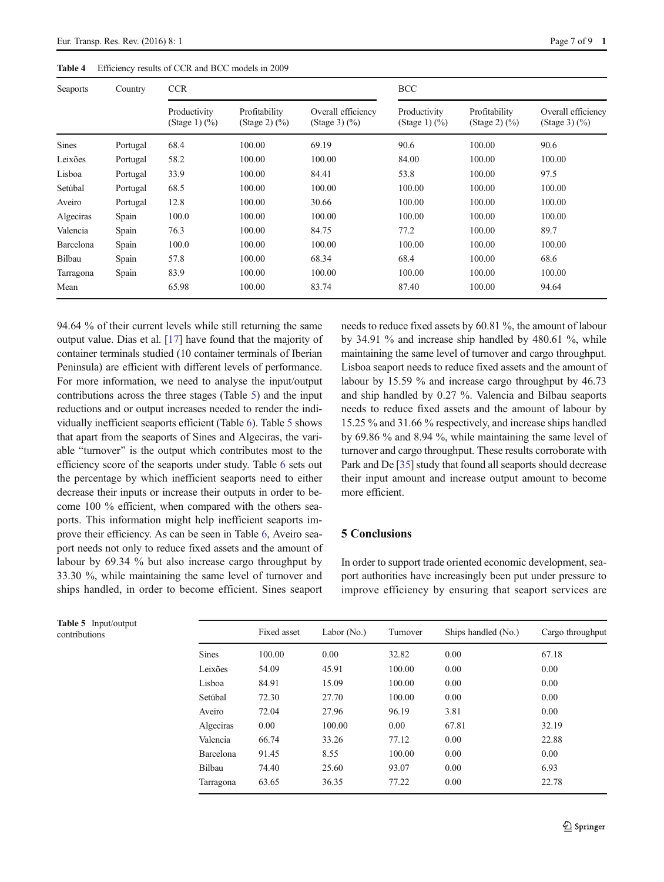**Table 4** Efficiency results of CCR and BCC models in 2009

| Seaports | Country | CCR | | | BCC | | |
|---|---|---|---|---|---|---|---|
| | | Productivity (Stage 1) (%) | Profitability (Stage 2) (%) | Overall efficiency (Stage 3) (%) | Productivity (Stage 1) (%) | Profitability (Stage 2) (%) | Overall efficiency (Stage 3) (%) |
| Sines | Portugal | 68.4 | 100.00 | 69.19 | 90.6 | 100.00 | 90.6 |
| Leixões | Portugal | 58.2 | 100.00 | 100.00 | 84.00 | 100.00 | 100.00 |
| Lisboa | Portugal | 33.9 | 100.00 | 84.41 | 53.8 | 100.00 | 97.5 |
| Setúbal | Portugal | 68.5 | 100.00 | 100.00 | 100.00 | 100.00 | 100.00 |
| Aveiro | Portugal | 12.8 | 100.00 | 30.66 | 100.00 | 100.00 | 100.00 |
| Algeciras | Spain | 100.0 | 100.00 | 100.00 | 100.00 | 100.00 | 100.00 |
| Valencia | Spain | 76.3 | 100.00 | 84.75 | 77.2 | 100.00 | 89.7 |
| Barcelona | Spain | 100.0 | 100.00 | 100.00 | 100.00 | 100.00 | 100.00 |
| Bilbau | Spain | 57.8 | 100.00 | 68.34 | 68.4 | 100.00 | 68.6 |
| Tarragona | Spain | 83.9 | 100.00 | 100.00 | 100.00 | 100.00 | 100.00 |
| Mean | | 65.98 | 100.00 | 83.74 | 87.40 | 100.00 | 94.64 |

94.64 % of their current levels while still returning the same output value. Dias et al. [17] have found that the majority of container terminals studied (10 container terminals of Iberian Peninsula) are efficient with different levels of performance. For more information, we need to analyse the input/output contributions across the three stages (Table 5) and the input reductions and or output increases needed to render the individually inefficient seaports efficient (Table 6). Table 5 shows that apart from the seaports of Sines and Algeciras, the variable "turnover" is the output which contributes most to the efficiency score of the seaports under study. Table 6 sets out the percentage by which inefficient seaports need to either decrease their inputs or increase their outputs in order to become 100 % efficient, when compared with the others seaports. This information might help inefficient seaports improve their efficiency. As can be seen in Table 6, Aveiro seaport needs not only to reduce fixed assets and the amount of labour by 69.34 % but also increase cargo throughput by 33.30 %, while maintaining the same level of turnover and ships handled, in order to become efficient. Sines seaport needs to reduce fixed assets by 60.81 %, the amount of labour by 34.91 % and increase ship handled by 480.61 %, while maintaining the same level of turnover and cargo throughput. Lisboa seaport needs to reduce fixed assets and the amount of labour by 15.59 % and increase cargo throughput by 46.73 and ship handled by 0.27 %. Valencia and Bilbau seaports needs to reduce fixed assets and the amount of labour by 15.25 % and 31.66 % respectively, and increase ships handled by 69.86 % and 8.94 %, while maintaining the same level of turnover and cargo throughput. These results corroborate with Park and De [35] study that found all seaports should decrease their input amount and increase output amount to become more efficient.

## 5 Conclusions

In order to support trade oriented economic development, seaport authorities have increasingly been put under pressure to improve efficiency by ensuring that seaport services are

**Table 5** Input/output contributions

| | Fixed asset | Labor (No.) | Turnover | Ships handled (No.) | Cargo throughput |
|---|---|---|---|---|---|
| Sines | 100.00 | 0.00 | 32.82 | 0.00 | 67.18 |
| Leixões | 54.09 | 45.91 | 100.00 | 0.00 | 0.00 |
| Lisboa | 84.91 | 15.09 | 100.00 | 0.00 | 0.00 |
| Setúbal | 72.30 | 27.70 | 100.00 | 0.00 | 0.00 |
| Aveiro | 72.04 | 27.96 | 96.19 | 3.81 | 0.00 |
| Algeciras | 0.00 | 100.00 | 0.00 | 67.81 | 32.19 |
| Valencia | 66.74 | 33.26 | 77.12 | 0.00 | 22.88 |
| Barcelona | 91.45 | 8.55 | 100.00 | 0.00 | 0.00 |
| Bilbau | 74.40 | 25.60 | 93.07 | 0.00 | 6.93 |
| Tarragona | 63.65 | 36.35 | 77.22 | 0.00 | 22.78 |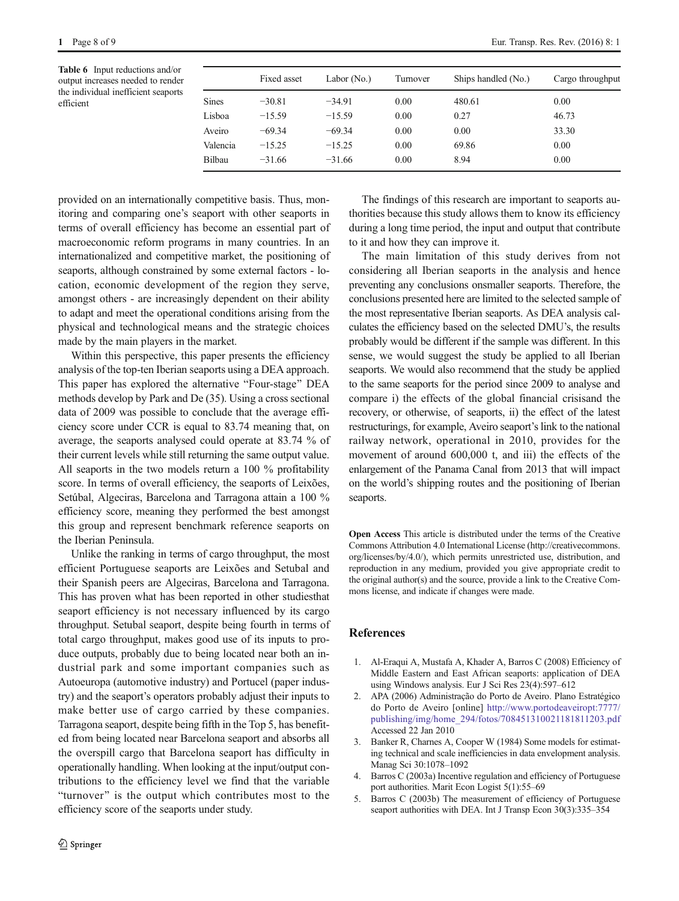**Table 6** Input reductions and/or output increases needed to render the individual inefficient seaports efficient

| | Fixed asset | Labor (No.) | Turnover | Ships handled (No.) | Cargo throughput |
|---|---|---|---|---|---|
| Sines | −30.81 | −34.91 | 0.00 | 480.61 | 0.00 |
| Lisboa | −15.59 | −15.59 | 0.00 | 0.27 | 46.73 |
| Aveiro | −69.34 | −69.34 | 0.00 | 0.00 | 33.30 |
| Valencia | −15.25 | −15.25 | 0.00 | 69.86 | 0.00 |
| Bilbau | −31.66 | −31.66 | 0.00 | 8.94 | 0.00 |

provided on an internationally competitive basis. Thus, monitoring and comparing one's seaport with other seaports in terms of overall efficiency has become an essential part of macroeconomic reform programs in many countries. In an internationalized and competitive market, the positioning of seaports, although constrained by some external factors - location, economic development of the region they serve, amongst others - are increasingly dependent on their ability to adapt and meet the operational conditions arising from the physical and technological means and the strategic choices made by the main players in the market.

Within this perspective, this paper presents the efficiency analysis of the top-ten Iberian seaports using a DEA approach. This paper has explored the alternative "Four-stage" DEA methods develop by Park and De (35). Using a cross sectional data of 2009 was possible to conclude that the average efficiency score under CCR is equal to 83.74 meaning that, on average, the seaports analysed could operate at 83.74 % of their current levels while still returning the same output value. All seaports in the two models return a 100 % profitability score. In terms of overall efficiency, the seaports of Leixões, Setúbal, Algeciras, Barcelona and Tarragona attain a 100 % efficiency score, meaning they performed the best amongst this group and represent benchmark reference seaports on the Iberian Peninsula.

Unlike the ranking in terms of cargo throughput, the most efficient Portuguese seaports are Leixões and Setubal and their Spanish peers are Algeciras, Barcelona and Tarragona. This has proven what has been reported in other studiesthat seaport efficiency is not necessary influenced by its cargo throughput. Setubal seaport, despite being fourth in terms of total cargo throughput, makes good use of its inputs to produce outputs, probably due to being located near both an industrial park and some important companies such as Autoeuropa (automotive industry) and Portucel (paper industry) and the seaport's operators probably adjust their inputs to make better use of cargo carried by these companies. Tarragona seaport, despite being fifth in the Top 5, has benefited from being located near Barcelona seaport and absorbs all the overspill cargo that Barcelona seaport has difficulty in operationally handling. When looking at the input/output contributions to the efficiency level we find that the variable "turnover" is the output which contributes most to the efficiency score of the seaports under study.

The findings of this research are important to seaports authorities because this study allows them to know its efficiency during a long time period, the input and output that contribute to it and how they can improve it.

The main limitation of this study derives from not considering all Iberian seaports in the analysis and hence preventing any conclusions onsmaller seaports. Therefore, the conclusions presented here are limited to the selected sample of the most representative Iberian seaports. As DEA analysis calculates the efficiency based on the selected DMU's, the results probably would be different if the sample was different. In this sense, we would suggest the study be applied to all Iberian seaports. We would also recommend that the study be applied to the same seaports for the period since 2009 to analyse and compare i) the effects of the global financial crisisand the recovery, or otherwise, of seaports, ii) the effect of the latest restructurings, for example, Aveiro seaport's link to the national railway network, operational in 2010, provides for the movement of around 600,000 t, and iii) the effects of the enlargement of the Panama Canal from 2013 that will impact on the world's shipping routes and the positioning of Iberian seaports.

**Open Access** This article is distributed under the terms of the Creative Commons Attribution 4.0 International License (http://creativecommons.org/licenses/by/4.0/), which permits unrestricted use, distribution, and reproduction in any medium, provided you give appropriate credit to the original author(s) and the source, provide a link to the Creative Commons license, and indicate if changes were made.

## References

1. Al-Eraqui A, Mustafa A, Khader A, Barros C (2008) Efficiency of Middle Eastern and East African seaports: application of DEA using Windows analysis. Eur J Sci Res 23(4):597–612
2. APA (2006) Administração do Porto de Aveiro. Plano Estratégico do Porto de Aveiro [online] http://www.portodeaveiropt:7777/publishing/img/home_294/fotos/708451310021181811203.pdf Accessed 22 Jan 2010
3. Banker R, Charnes A, Cooper W (1984) Some models for estimating technical and scale inefficiencies in data envelopment analysis. Manag Sci 30:1078–1092
4. Barros C (2003a) Incentive regulation and efficiency of Portuguese port authorities. Marit Econ Logist 5(1):55–69
5. Barros C (2003b) The measurement of efficiency of Portuguese seaport authorities with DEA. Int J Transp Econ 30(3):335–354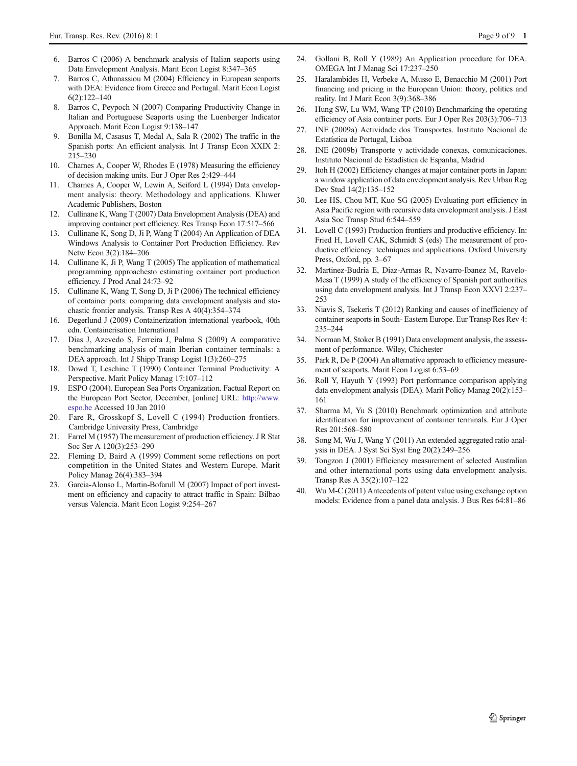6. Barros C (2006) A benchmark analysis of Italian seaports using Data Envelopment Analysis. Marit Econ Logist 8:347–365
7. Barros C, Athanassiou M (2004) Efficiency in European seaports with DEA: Evidence from Greece and Portugal. Marit Econ Logist 6(2):122–140
8. Barros C, Peypoch N (2007) Comparing Productivity Change in Italian and Portuguese Seaports using the Luenberger Indicator Approach. Marit Econ Logist 9:138–147
9. Bonilla M, Casasus T, Medal A, Sala R (2002) The traffic in the Spanish ports: An efficient analysis. Int J Transp Econ XXIX 2: 215–230
10. Charnes A, Cooper W, Rhodes E (1978) Measuring the efficiency of decision making units. Eur J Oper Res 2:429–444
11. Charnes A, Cooper W, Lewin A, Seiford L (1994) Data envelopment analysis: theory. Methodology and applications. Kluwer Academic Publishers, Boston
12. Cullinane K, Wang T (2007) Data Envelopment Analysis (DEA) and improving container port efficiency. Res Transp Econ 17:517–566
13. Cullinane K, Song D, Ji P, Wang T (2004) An Application of DEA Windows Analysis to Container Port Production Efficiency. Rev Netw Econ 3(2):184–206
14. Cullinane K, Ji P, Wang T (2005) The application of mathematical programming approachesto estimating container port production efficiency. J Prod Anal 24:73–92
15. Cullinane K, Wang T, Song D, Ji P (2006) The technical efficiency of container ports: comparing data envelopment analysis and stochastic frontier analysis. Transp Res A 40(4):354–374
16. Degerlund J (2009) Containerization international yearbook, 40th edn. Containerisation International
17. Dias J, Azevedo S, Ferreira J, Palma S (2009) A comparative benchmarking analysis of main Iberian container terminals: a DEA approach. Int J Shipp Transp Logist 1(3):260–275
18. Dowd T, Leschine T (1990) Container Terminal Productivity: A Perspective. Marit Policy Manag 17:107–112
19. ESPO (2004). European Sea Ports Organization. Factual Report on the European Port Sector, December, [online] URL: http://www.espo.be Accessed 10 Jan 2010
20. Fare R, Grosskopf S, Lovell C (1994) Production frontiers. Cambridge University Press, Cambridge
21. Farrel M (1957) The measurement of production efficiency. J R Stat Soc Ser A 120(3):253–290
22. Fleming D, Baird A (1999) Comment some reflections on port competition in the United States and Western Europe. Marit Policy Manag 26(4):383–394
23. Garcia-Alonso L, Martin-Bofarull M (2007) Impact of port investment on efficiency and capacity to attract traffic in Spain: Bilbao versus Valencia. Marit Econ Logist 9:254–267
24. Gollani B, Roll Y (1989) An Application procedure for DEA. OMEGA Int J Manag Sci 17:237–250
25. Haralambides H, Verbeke A, Musso E, Benacchio M (2001) Port financing and pricing in the European Union: theory, politics and reality. Int J Marit Econ 3(9):368–386
26. Hung SW, Lu WM, Wang TP (2010) Benchmarking the operating efficiency of Asia container ports. Eur J Oper Res 203(3):706–713
27. INE (2009a) Actividade dos Transportes. Instituto Nacional de Estatística de Portugal, Lisboa
28. INE (2009b) Transporte y actividade conexas, comunicaciones. Instituto Nacional de Estadística de Espanha, Madrid
29. Itoh H (2002) Efficiency changes at major container ports in Japan: a window application of data envelopment analysis. Rev Urban Reg Dev Stud 14(2):135–152
30. Lee HS, Chou MT, Kuo SG (2005) Evaluating port efficiency in Asia Pacific region with recursive data envelopment analysis. J East Asia Soc Transp Stud 6:544–559
31. Lovell C (1993) Production frontiers and productive efficiency. In: Fried H, Lovell CAK, Schmidt S (eds) The measurement of productive efficiency: techniques and applications. Oxford University Press, Oxford, pp. 3–67
32. Martinez-Budria E, Diaz-Armas R, Navarro-Ibanez M, Ravelo-Mesa T (1999) A study of the efficiency of Spanish port authorities using data envelopment analysis. Int J Transp Econ XXVI 2:237–253
33. Niavis S, Tsekeris T (2012) Ranking and causes of inefficiency of container seaports in South- Eastern Europe. Eur Transp Res Rev 4: 235–244
34. Norman M, Stoker B (1991) Data envelopment analysis, the assessment of performance. Wiley, Chichester
35. Park R, De P (2004) An alternative approach to efficiency measurement of seaports. Marit Econ Logist 6:53–69
36. Roll Y, Hayuth Y (1993) Port performance comparison applying data envelopment analysis (DEA). Marit Policy Manag 20(2):153–161
37. Sharma M, Yu S (2010) Benchmark optimization and attribute identification for improvement of container terminals. Eur J Oper Res 201:568–580
38. Song M, Wu J, Wang Y (2011) An extended aggregated ratio analysis in DEA. J Syst Sci Syst Eng 20(2):249–256
39. Tongzon J (2001) Efficiency measurement of selected Australian and other international ports using data envelopment analysis. Transp Res A 35(2):107–122
40. Wu M-C (2011) Antecedents of patent value using exchange option models: Evidence from a panel data analysis. J Bus Res 64:81–86